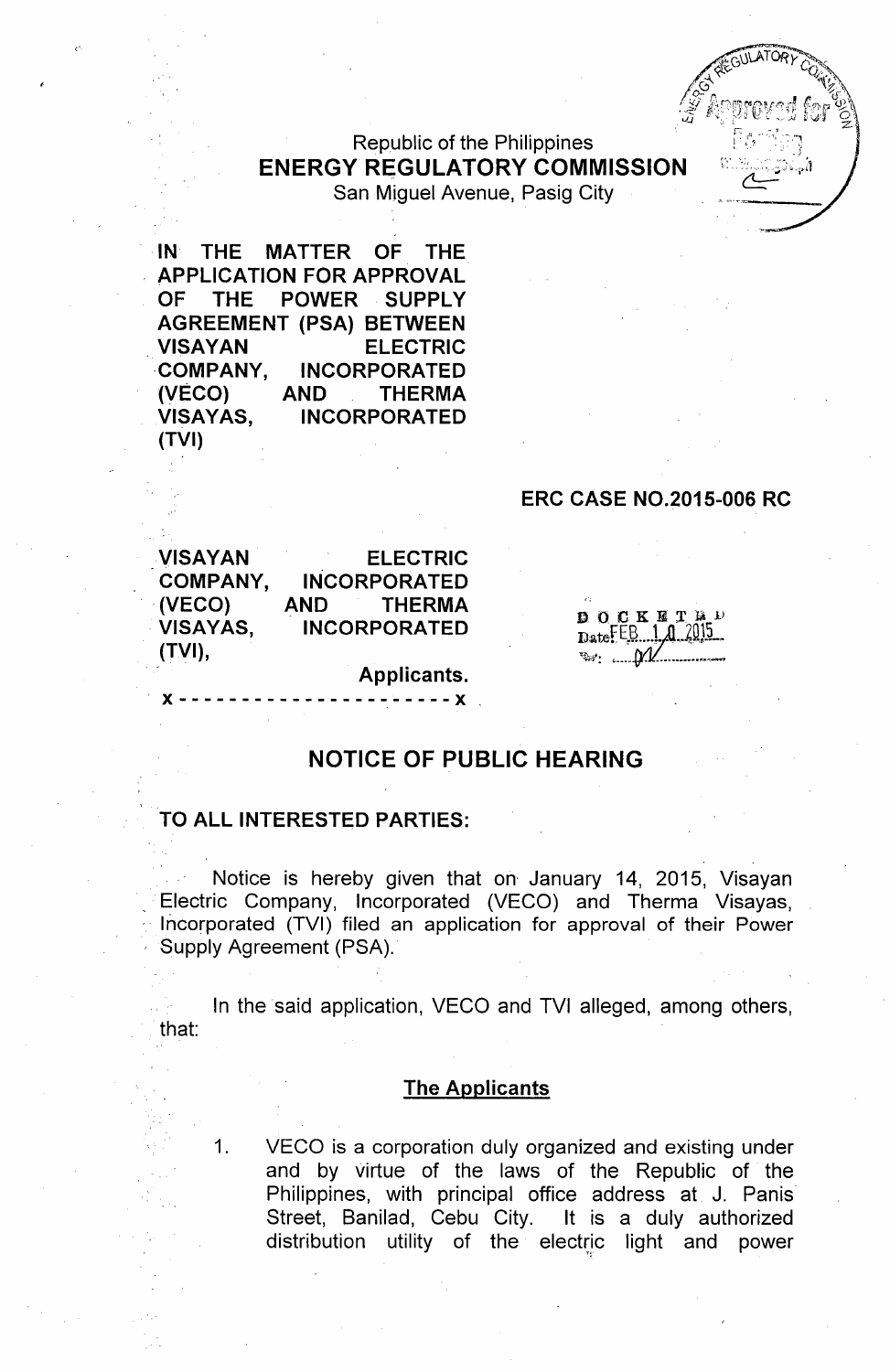Republic of the Philippines
**ENERGY REGULATORY COMMISSION**
San Miguel Avenue, Pasig City

**IN THE MATTER OF THE APPLICATION FOR APPROVAL OF THE POWER SUPPLY AGREEMENT (PSA) BETWEEN VISAYAN ELECTRIC COMPANY, INCORPORATED (VECO) AND THERMA VISAYAS, INCORPORATED (TVI)**

**ERC CASE NO.2015-006 RC**

**VISAYAN ELECTRIC COMPANY, INCORPORATED (VECO) AND THERMA VISAYAS, INCORPORATED (TVI),**

**Applicants.**

x - - - - - - - - - - - - - - - - - - - - - - x

DOCKETED
Date: FEB 10 2015

## NOTICE OF PUBLIC HEARING

**TO ALL INTERESTED PARTIES:**

Notice is hereby given that on January 14, 2015, Visayan Electric Company, Incorporated (VECO) and Therma Visayas, Incorporated (TVI) filed an application for approval of their Power Supply Agreement (PSA).

In the said application, VECO and TVI alleged, among others, that:

**The Applicants**

1. VECO is a corporation duly organized and existing under and by virtue of the laws of the Republic of the Philippines, with principal office address at J. Panis Street, Banilad, Cebu City. It is a duly authorized distribution utility of the electric light and power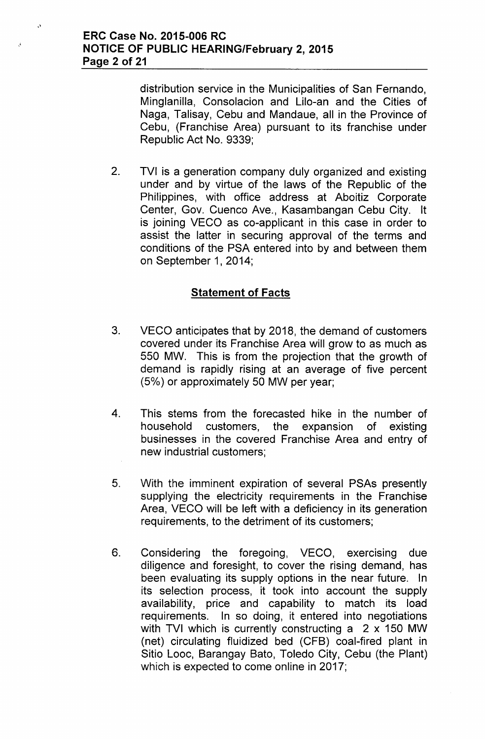distribution service in the Municipalities of San Fernando, Minglanilla, Consolacion and Lilo-an and the Cities of Naga, Talisay, Cebu and Mandaue, all in the Province of Cebu, (Franchise Area) pursuant to its franchise under Republic Act No. 9339;

2. TVI is a generation company duly organized and existing under and by virtue of the laws of the Republic of the Philippines, with office address at Aboitiz Corporate Center, Gov. Cuenco Ave., Kasambangan Cebu City. It is joining VECO as co-applicant in this case in order to assist the latter in securing approval of the terms and conditions of the PSA entered into by and between them on September 1, 2014;

## Statement of Facts

3. VECO anticipates that by 2018, the demand of customers covered under its Franchise Area will grow to as much as 550 MW. This is from the projection that the growth of demand is rapidly rising at an average of five percent (5%) or approximately 50 MW per year;

4. This stems from the forecasted hike in the number of household customers, the expansion of existing businesses in the covered Franchise Area and entry of new industrial customers;

5. With the imminent expiration of several PSAs presently supplying the electricity requirements in the Franchise Area, VECO will be left with a deficiency in its generation requirements, to the detriment of its customers;

6. Considering the foregoing, VECO, exercising due diligence and foresight, to cover the rising demand, has been evaluating its supply options in the near future. In its selection process, it took into account the supply availability, price and capability to match its load requirements. In so doing, it entered into negotiations with TVI which is currently constructing a 2 x 150 MW (net) circulating fluidized bed (CFB) coal-fired plant in Sitio Looc, Barangay Bato, Toledo City, Cebu (the Plant) which is expected to come online in 2017;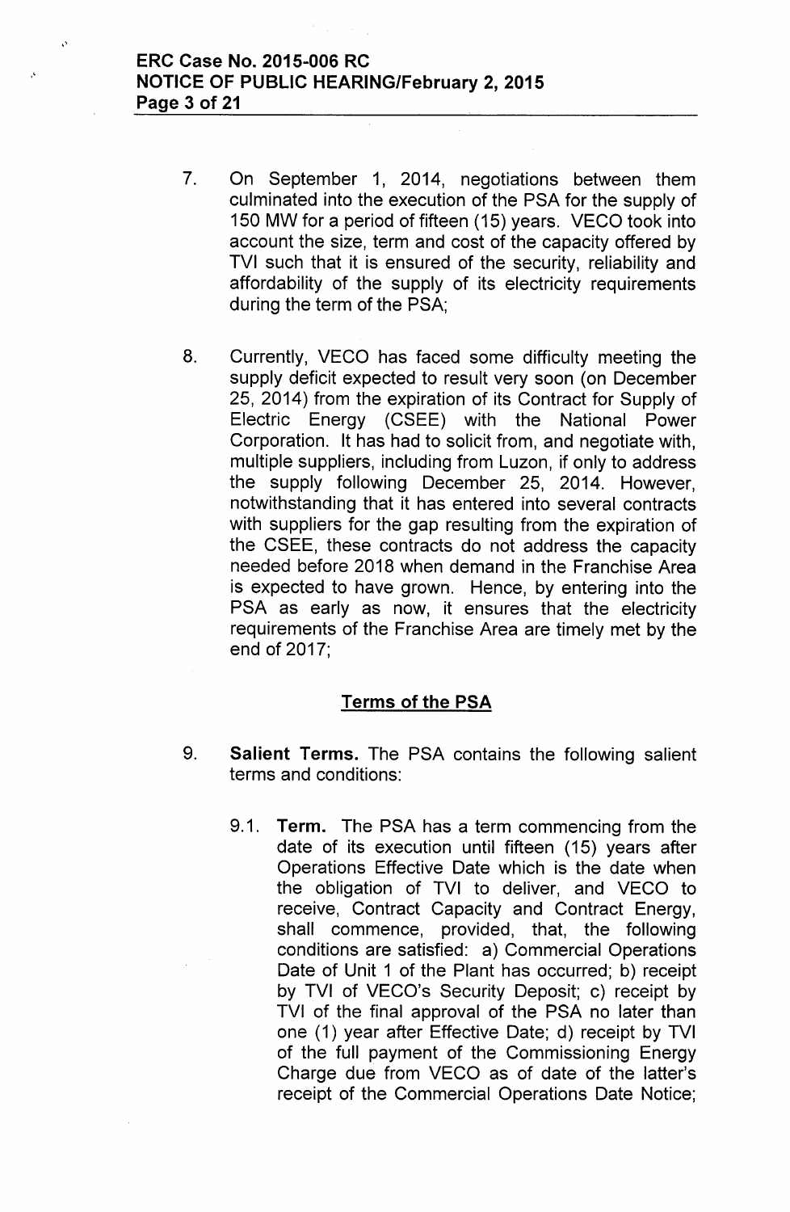7. On September 1, 2014, negotiations between them culminated into the execution of the PSA for the supply of 150 MW for a period of fifteen (15) years. VECO took into account the size, term and cost of the capacity offered by TVI such that it is ensured of the security, reliability and affordability of the supply of its electricity requirements during the term of the PSA;

8. Currently, VECO has faced some difficulty meeting the supply deficit expected to result very soon (on December 25, 2014) from the expiration of its Contract for Supply of Electric Energy (CSEE) with the National Power Corporation. It has had to solicit from, and negotiate with, multiple suppliers, including from Luzon, if only to address the supply following December 25, 2014. However, notwithstanding that it has entered into several contracts with suppliers for the gap resulting from the expiration of the CSEE, these contracts do not address the capacity needed before 2018 when demand in the Franchise Area is expected to have grown. Hence, by entering into the PSA as early as now, it ensures that the electricity requirements of the Franchise Area are timely met by the end of 2017;

## Terms of the PSA

9. **Salient Terms.** The PSA contains the following salient terms and conditions:

   9.1. **Term.** The PSA has a term commencing from the date of its execution until fifteen (15) years after Operations Effective Date which is the date when the obligation of TVI to deliver, and VECO to receive, Contract Capacity and Contract Energy, shall commence, provided, that, the following conditions are satisfied: a) Commercial Operations Date of Unit 1 of the Plant has occurred; b) receipt by TVI of VECO's Security Deposit; c) receipt by TVI of the final approval of the PSA no later than one (1) year after Effective Date; d) receipt by TVI of the full payment of the Commissioning Energy Charge due from VECO as of date of the latter's receipt of the Commercial Operations Date Notice;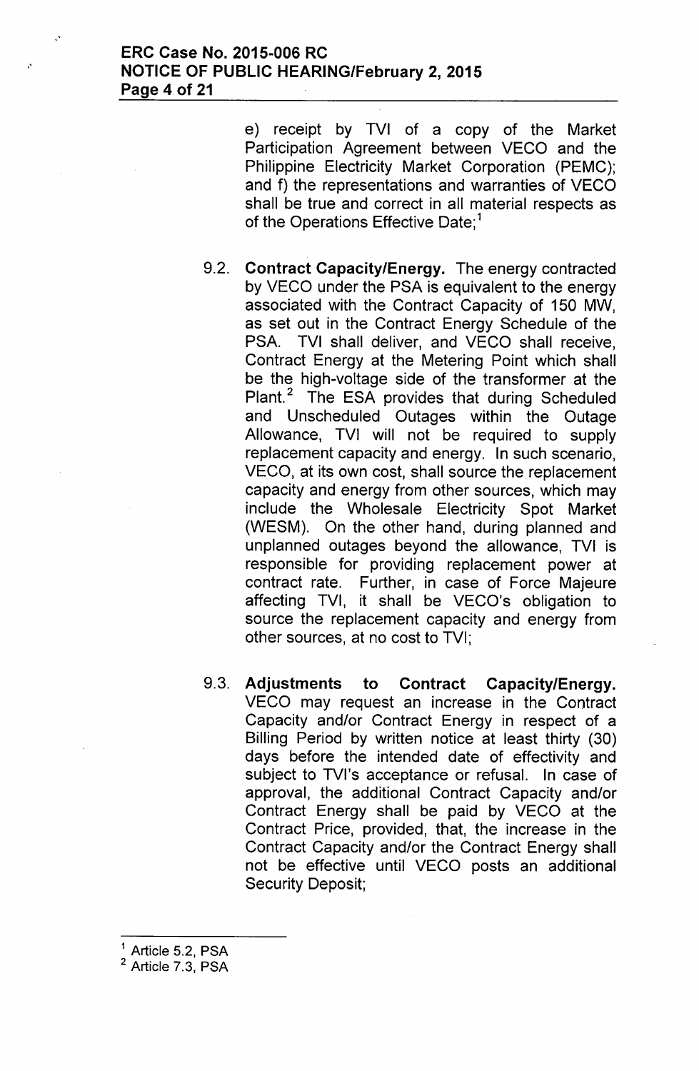e) receipt by TVI of a copy of the Market Participation Agreement between VECO and the Philippine Electricity Market Corporation (PEMC); and f) the representations and warranties of VECO shall be true and correct in all material respects as of the Operations Effective Date;[1]

9.2. **Contract Capacity/Energy.** The energy contracted by VECO under the PSA is equivalent to the energy associated with the Contract Capacity of 150 MW, as set out in the Contract Energy Schedule of the PSA. TVI shall deliver, and VECO shall receive, Contract Energy at the Metering Point which shall be the high-voltage side of the transformer at the Plant.[2] The ESA provides that during Scheduled and Unscheduled Outages within the Outage Allowance, TVI will not be required to supply replacement capacity and energy. In such scenario, VECO, at its own cost, shall source the replacement capacity and energy from other sources, which may include the Wholesale Electricity Spot Market (WESM). On the other hand, during planned and unplanned outages beyond the allowance, TVI is responsible for providing replacement power at contract rate. Further, in case of Force Majeure affecting TVI, it shall be VECO's obligation to source the replacement capacity and energy from other sources, at no cost to TVI;

9.3. **Adjustments to Contract Capacity/Energy.** VECO may request an increase in the Contract Capacity and/or Contract Energy in respect of a Billing Period by written notice at least thirty (30) days before the intended date of effectivity and subject to TVI's acceptance or refusal. In case of approval, the additional Contract Capacity and/or Contract Energy shall be paid by VECO at the Contract Price, provided, that, the increase in the Contract Capacity and/or the Contract Energy shall not be effective until VECO posts an additional Security Deposit;

---

[1] Article 5.2, PSA

[2] Article 7.3, PSA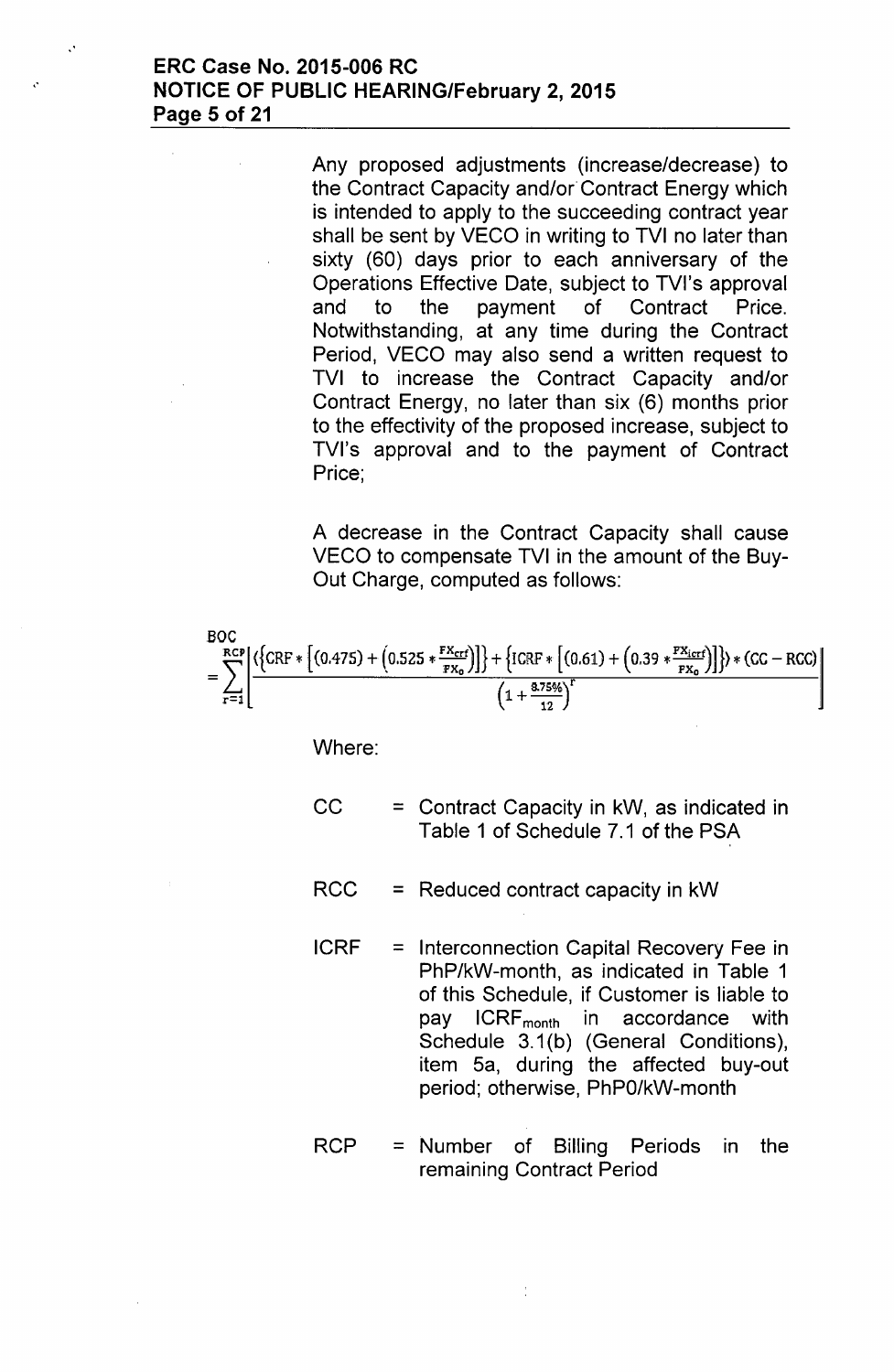Any proposed adjustments (increase/decrease) to the Contract Capacity and/or Contract Energy which is intended to apply to the succeeding contract year shall be sent by VECO in writing to TVI no later than sixty (60) days prior to each anniversary of the Operations Effective Date, subject to TVI's approval and to the payment of Contract Price. Notwithstanding, at any time during the Contract Period, VECO may also send a written request to TVI to increase the Contract Capacity and/or Contract Energy, no later than six (6) months prior to the effectivity of the proposed increase, subject to TVI's approval and to the payment of Contract Price;

A decrease in the Contract Capacity shall cause VECO to compensate TVI in the amount of the Buy-Out Charge, computed as follows:

$$BOC = \sum_{r=1}^{RCP} \left[ \frac{\left(\left\{CRF * \left[(0.475) + \left(0.525 * \frac{FX_{crf}}{FX_0}\right)\right]\right\} + \left\{ICRF * \left[(0.61) + \left(0.39 * \frac{FX_{icrf}}{FX_0}\right)\right]\right\}\right) * (CC - RCC)}{\left(1 + \frac{8.75\%}{12}\right)^r} \right]$$

Where:

CC = Contract Capacity in kW, as indicated in Table 1 of Schedule 7.1 of the PSA

RCC = Reduced contract capacity in kW

ICRF = Interconnection Capital Recovery Fee in PhP/kW-month, as indicated in Table 1 of this Schedule, if Customer is liable to pay $ICRF_{month}$ in accordance with Schedule 3.1(b) (General Conditions), item 5a, during the affected buy-out period; otherwise, PhP0/kW-month

RCP = Number of Billing Periods in the remaining Contract Period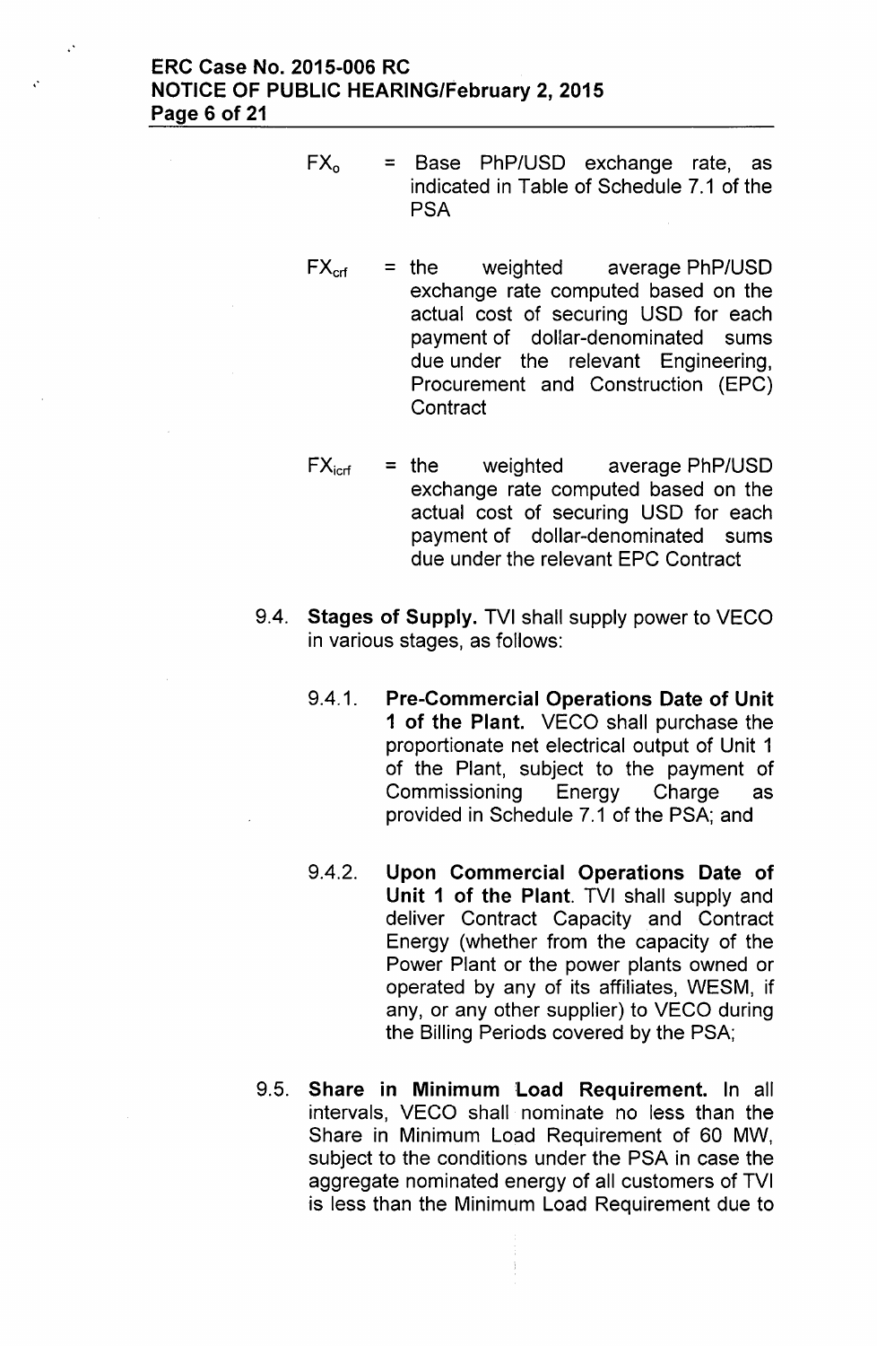$FX_o$ = Base PhP/USD exchange rate, as indicated in Table of Schedule 7.1 of the PSA

$FX_{crf}$ = the weighted average PhP/USD exchange rate computed based on the actual cost of securing USD for each payment of dollar-denominated sums due under the relevant Engineering, Procurement and Construction (EPC) Contract

$FX_{icrf}$ = the weighted average PhP/USD exchange rate computed based on the actual cost of securing USD for each payment of dollar-denominated sums due under the relevant EPC Contract

9.4. **Stages of Supply.** TVI shall supply power to VECO in various stages, as follows:

9.4.1. **Pre-Commercial Operations Date of Unit 1 of the Plant.** VECO shall purchase the proportionate net electrical output of Unit 1 of the Plant, subject to the payment of Commissioning Energy Charge as provided in Schedule 7.1 of the PSA; and

9.4.2. **Upon Commercial Operations Date of Unit 1 of the Plant**. TVI shall supply and deliver Contract Capacity and Contract Energy (whether from the capacity of the Power Plant or the power plants owned or operated by any of its affiliates, WESM, if any, or any other supplier) to VECO during the Billing Periods covered by the PSA;

9.5. **Share in Minimum Load Requirement.** In all intervals, VECO shall nominate no less than the Share in Minimum Load Requirement of 60 MW, subject to the conditions under the PSA in case the aggregate nominated energy of all customers of TVI is less than the Minimum Load Requirement due to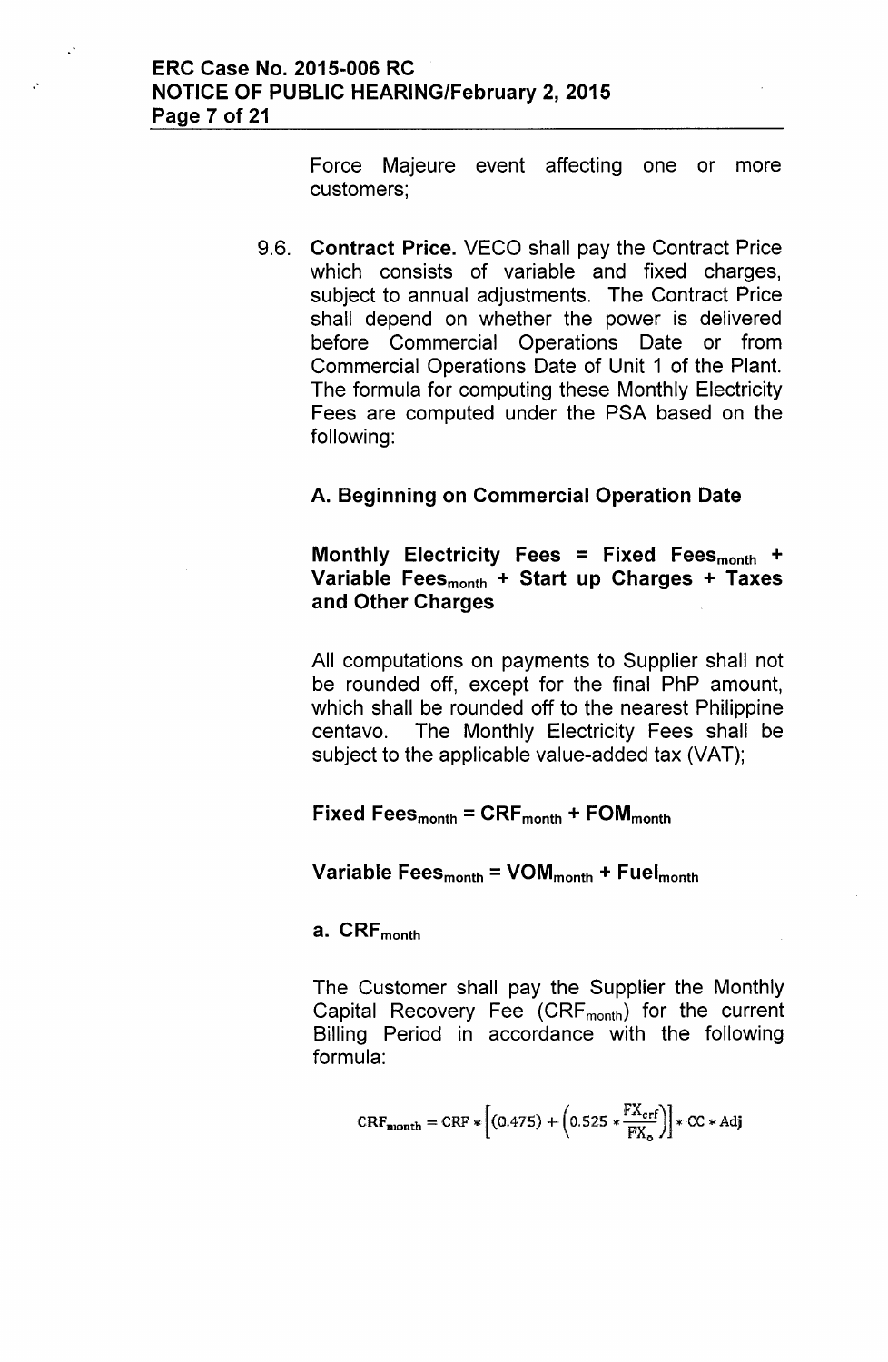Force Majeure event affecting one or more customers;

9.6. **Contract Price.** VECO shall pay the Contract Price which consists of variable and fixed charges, subject to annual adjustments. The Contract Price shall depend on whether the power is delivered before Commercial Operations Date or from Commercial Operations Date of Unit 1 of the Plant. The formula for computing these Monthly Electricity Fees are computed under the PSA based on the following:

**A. Beginning on Commercial Operation Date**

**Monthly Electricity Fees = Fixed Fees$_{month}$ + Variable Fees$_{month}$ + Start up Charges + Taxes and Other Charges**

All computations on payments to Supplier shall not be rounded off, except for the final PhP amount, which shall be rounded off to the nearest Philippine centavo. The Monthly Electricity Fees shall be subject to the applicable value-added tax (VAT);

**Fixed Fees$_{month}$ = CRF$_{month}$ + FOM$_{month}$**

**Variable Fees$_{month}$ = VOM$_{month}$ + Fuel$_{month}$**

**a. CRF$_{month}$**

The Customer shall pay the Supplier the Monthly Capital Recovery Fee (CRF$_{month}$) for the current Billing Period in accordance with the following formula:

$$CRF_{month} = CRF * \left[(0.475) + \left(0.525 * \frac{FX_{crf}}{FX_o}\right)\right] * CC * Adj$$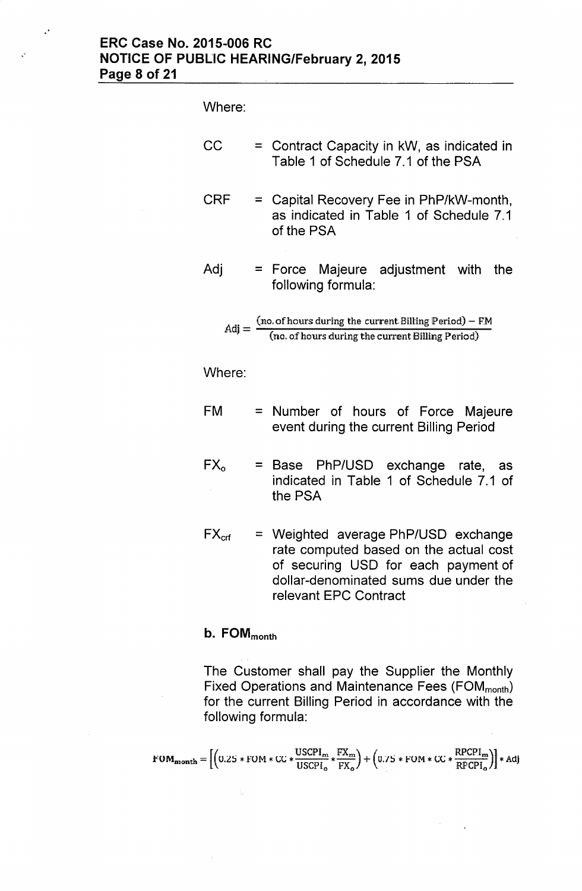Where:

CC = Contract Capacity in kW, as indicated in Table 1 of Schedule 7.1 of the PSA

CRF = Capital Recovery Fee in PhP/kW-month, as indicated in Table 1 of Schedule 7.1 of the PSA

Adj = Force Majeure adjustment with the following formula:

$$Adj = \frac{(\text{no. of hours during the current Billing Period}) - FM}{(\text{no. of hours during the current Billing Period})}$$

Where:

FM = Number of hours of Force Majeure event during the current Billing Period

$FX_o$ = Base PhP/USD exchange rate, as indicated in Table 1 of Schedule 7.1 of the PSA

$FX_{crf}$ = Weighted average PhP/USD exchange rate computed based on the actual cost of securing USD for each payment of dollar-denominated sums due under the relevant EPC Contract

**b. $FOM_{month}$**

The Customer shall pay the Supplier the Monthly Fixed Operations and Maintenance Fees ($FOM_{month}$) for the current Billing Period in accordance with the following formula:

$$FOM_{month} = \left[\left(0.25 * FOM * CC * \frac{USCPI_m}{USCPI_o} * \frac{FX_m}{FX_o}\right) + \left(0.75 * FOM * CC * \frac{RPCPI_m}{RPCPI_o}\right)\right] * Adj$$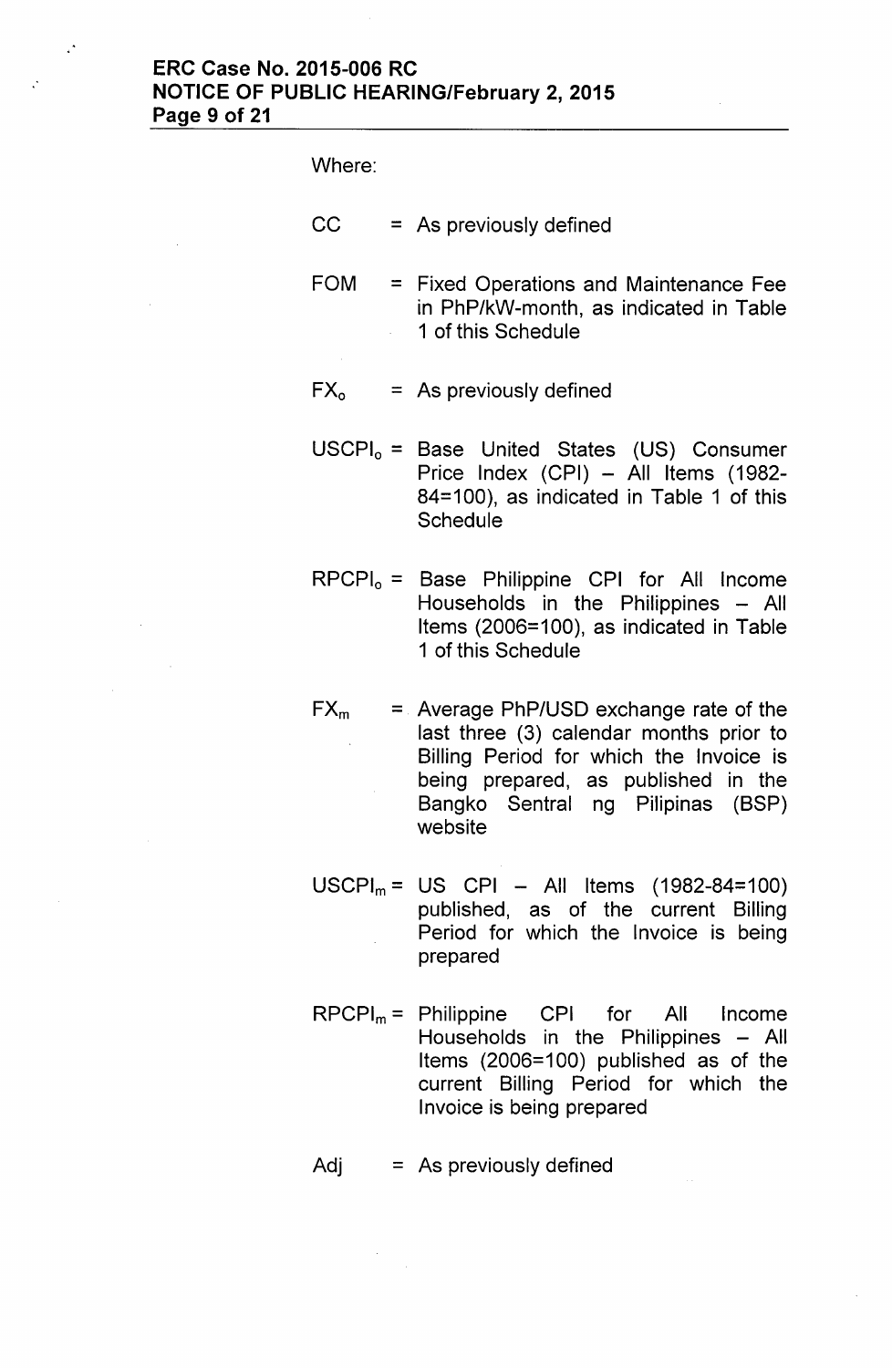Where:

CC = As previously defined

FOM = Fixed Operations and Maintenance Fee in PhP/kW-month, as indicated in Table 1 of this Schedule

$FX_o$ = As previously defined

$USCPI_o$ = Base United States (US) Consumer Price Index (CPI) – All Items (1982-84=100), as indicated in Table 1 of this Schedule

$RPCPI_o$ = Base Philippine CPI for All Income Households in the Philippines – All Items (2006=100), as indicated in Table 1 of this Schedule

$FX_m$ = Average PhP/USD exchange rate of the last three (3) calendar months prior to Billing Period for which the Invoice is being prepared, as published in the Bangko Sentral ng Pilipinas (BSP) website

$USCPI_m$ = US CPI – All Items (1982-84=100) published, as of the current Billing Period for which the Invoice is being prepared

$RPCPI_m$ = Philippine CPI for All Income Households in the Philippines – All Items (2006=100) published as of the current Billing Period for which the Invoice is being prepared

Adj = As previously defined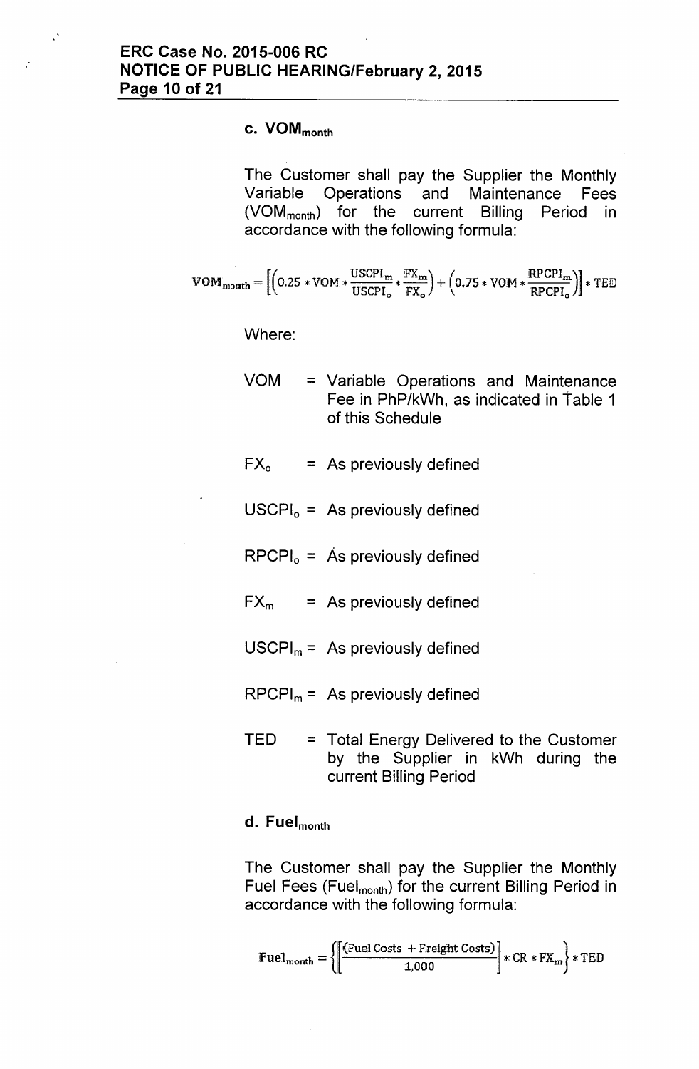### c. $VOM_{month}$

The Customer shall pay the Supplier the Monthly Variable Operations and Maintenance Fees ($VOM_{month}$) for the current Billing Period in accordance with the following formula:

$$VOM_{month} = \left[\left(0.25 * VOM * \frac{USCPI_m}{USCPI_o} * \frac{FX_m}{FX_o}\right) + \left(0.75 * VOM * \frac{RPCPI_m}{RPCPI_o}\right)\right] * TED$$

Where:

- $VOM$ = Variable Operations and Maintenance Fee in PhP/kWh, as indicated in Table 1 of this Schedule
- $FX_o$ = As previously defined
- $USCPI_o$ = As previously defined
- $RPCPI_o$ = As previously defined
- $FX_m$ = As previously defined
- $USCPI_m$ = As previously defined
- $RPCPI_m$ = As previously defined
- $TED$ = Total Energy Delivered to the Customer by the Supplier in kWh during the current Billing Period

### d. $Fuel_{month}$

The Customer shall pay the Supplier the Monthly Fuel Fees ($Fuel_{month}$) for the current Billing Period in accordance with the following formula:

$$Fuel_{month} = \left\{\left[\frac{(\text{Fuel Costs} + \text{Freight Costs})}{1{,}000}\right] * CR * FX_m\right\} * TED$$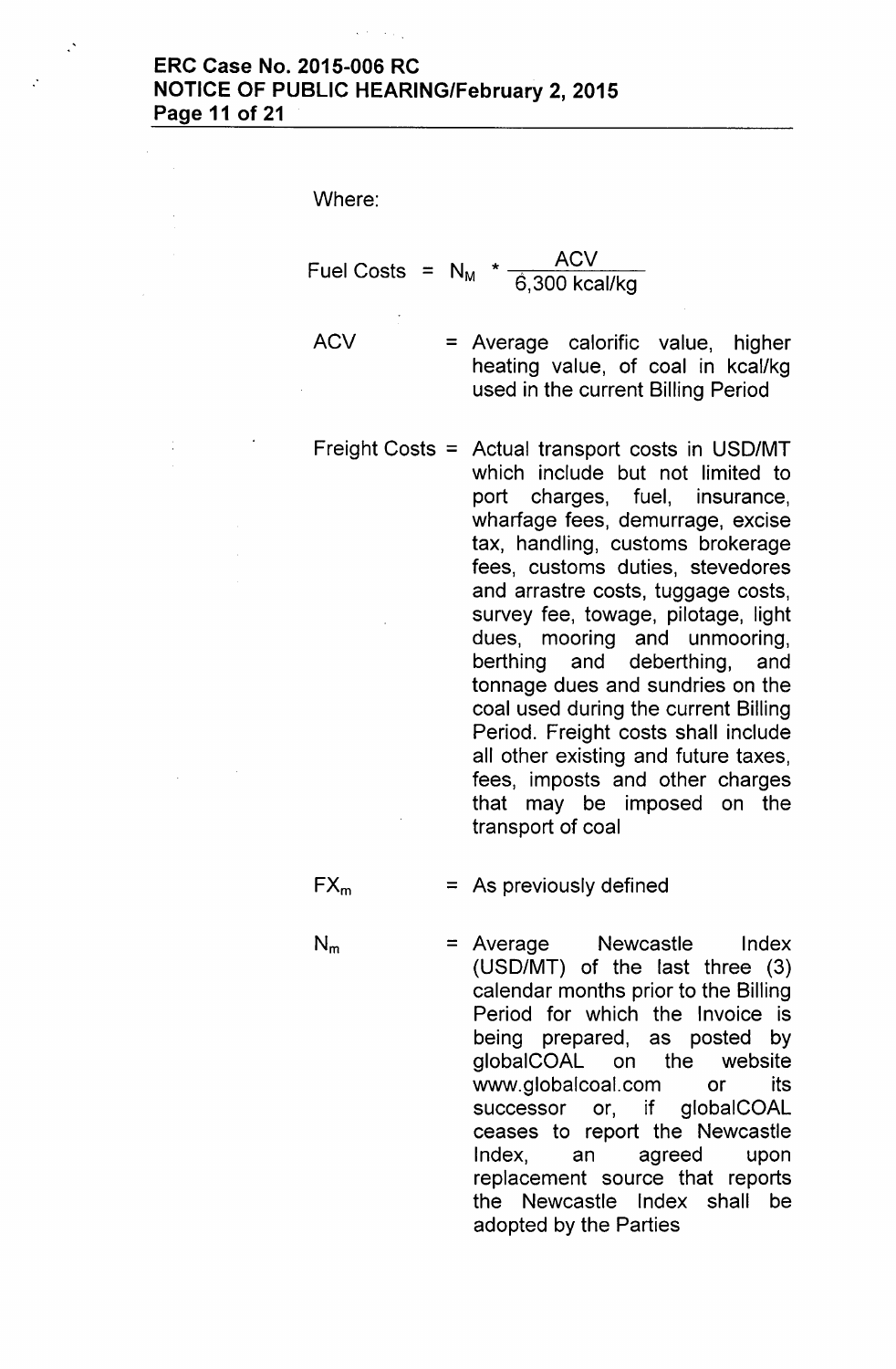Where:

$$\text{Fuel Costs} = N_M * \frac{ACV}{6{,}300 \text{ kcal/kg}}$$

ACV = Average calorific value, higher heating value, of coal in kcal/kg used in the current Billing Period

Freight Costs = Actual transport costs in USD/MT which include but not limited to port charges, fuel, insurance, wharfage fees, demurrage, excise tax, handling, customs brokerage fees, customs duties, stevedores and arrastre costs, tuggage costs, survey fee, towage, pilotage, light dues, mooring and unmooring, berthing and deberthing, and tonnage dues and sundries on the coal used during the current Billing Period. Freight costs shall include all other existing and future taxes, fees, imposts and other charges that may be imposed on the transport of coal

$FX_m$ = As previously defined

$N_m$ = Average Newcastle Index (USD/MT) of the last three (3) calendar months prior to the Billing Period for which the Invoice is being prepared, as posted by globalCOAL on the website www.globalcoal.com or its successor or, if globalCOAL ceases to report the Newcastle Index, an agreed upon replacement source that reports the Newcastle Index shall be adopted by the Parties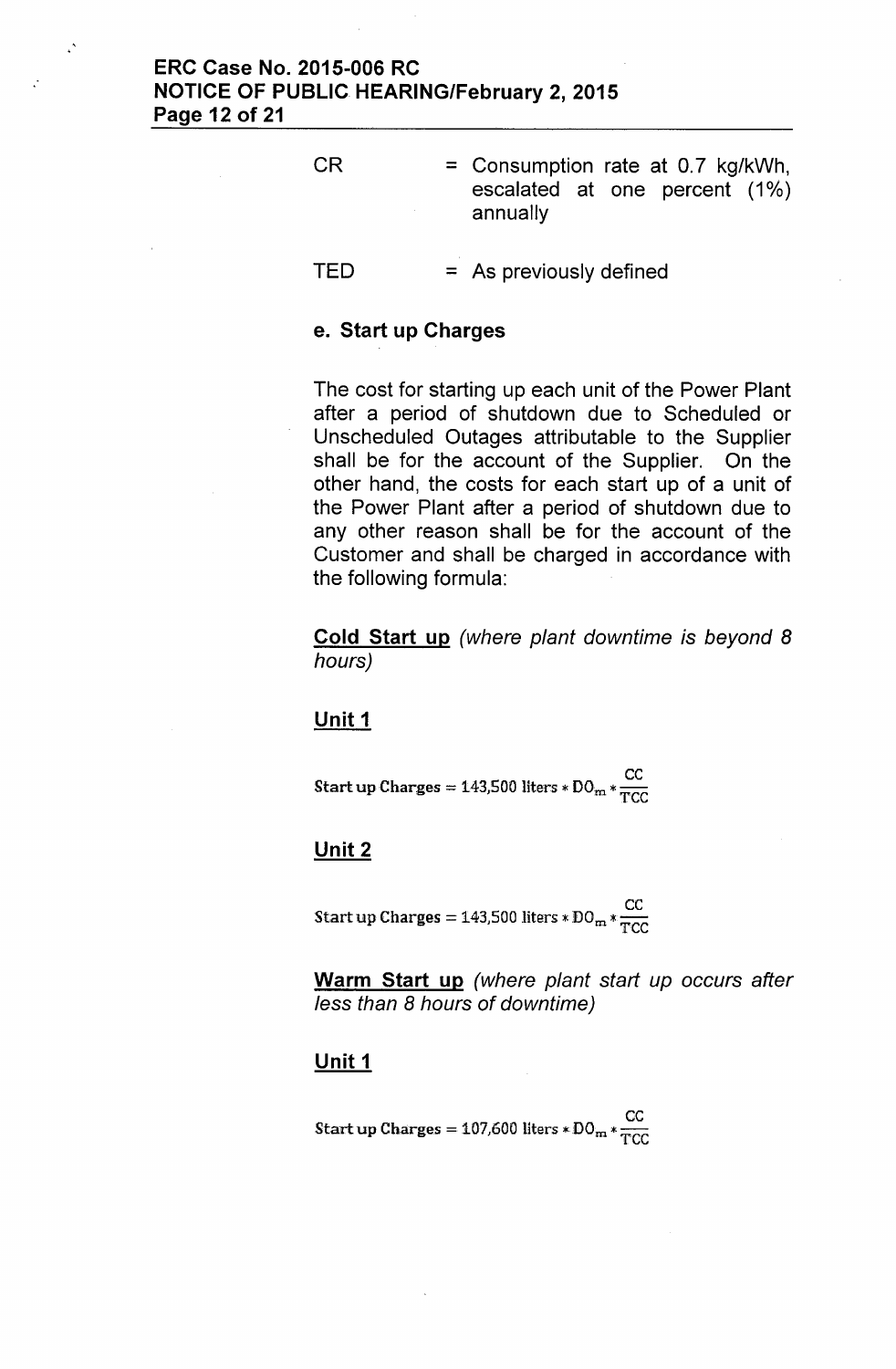CR = Consumption rate at 0.7 kg/kWh, escalated at one percent (1%) annually

TED = As previously defined

**e. Start up Charges**

The cost for starting up each unit of the Power Plant after a period of shutdown due to Scheduled or Unscheduled Outages attributable to the Supplier shall be for the account of the Supplier. On the other hand, the costs for each start up of a unit of the Power Plant after a period of shutdown due to any other reason shall be for the account of the Customer and shall be charged in accordance with the following formula:

**Cold Start up** *(where plant downtime is beyond 8 hours)*

**Unit 1**

$$\text{Start up Charges} = 143{,}500 \text{ liters} * \text{DO}_m * \frac{\text{CC}}{\text{TCC}}$$

**Unit 2**

$$\text{Start up Charges} = 143{,}500 \text{ liters} * \text{DO}_m * \frac{\text{CC}}{\text{TCC}}$$

**Warm Start up** *(where plant start up occurs after less than 8 hours of downtime)*

**Unit 1**

$$\text{Start up Charges} = 107{,}600 \text{ liters} * \text{DO}_m * \frac{\text{CC}}{\text{TCC}}$$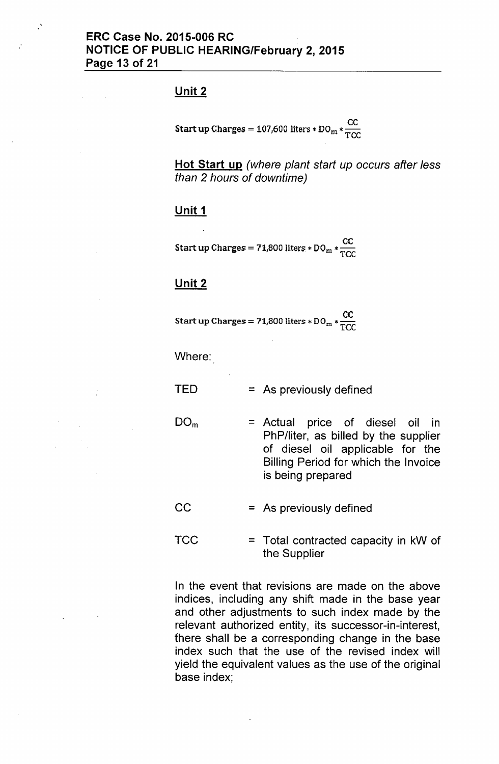**Unit 2**

$$\text{Start up Charges} = 107{,}600 \text{ liters} * DO_m * \frac{CC}{TCC}$$

**Hot Start up** *(where plant start up occurs after less than 2 hours of downtime)*

**Unit 1**

$$\text{Start up Charges} = 71{,}800 \text{ liters} * DO_m * \frac{CC}{TCC}$$

**Unit 2**

$$\text{Start up Charges} = 71{,}800 \text{ liters} * DO_m * \frac{CC}{TCC}$$

Where:

| | | |
|---|---|---|
| TED | = | As previously defined |
| $DO_m$ | = | Actual price of diesel oil in PhP/liter, as billed by the supplier of diesel oil applicable for the Billing Period for which the Invoice is being prepared |
| CC | = | As previously defined |
| TCC | = | Total contracted capacity in kW of the Supplier |

In the event that revisions are made on the above indices, including any shift made in the base year and other adjustments to such index made by the relevant authorized entity, its successor-in-interest, there shall be a corresponding change in the base index such that the use of the revised index will yield the equivalent values as the use of the original base index;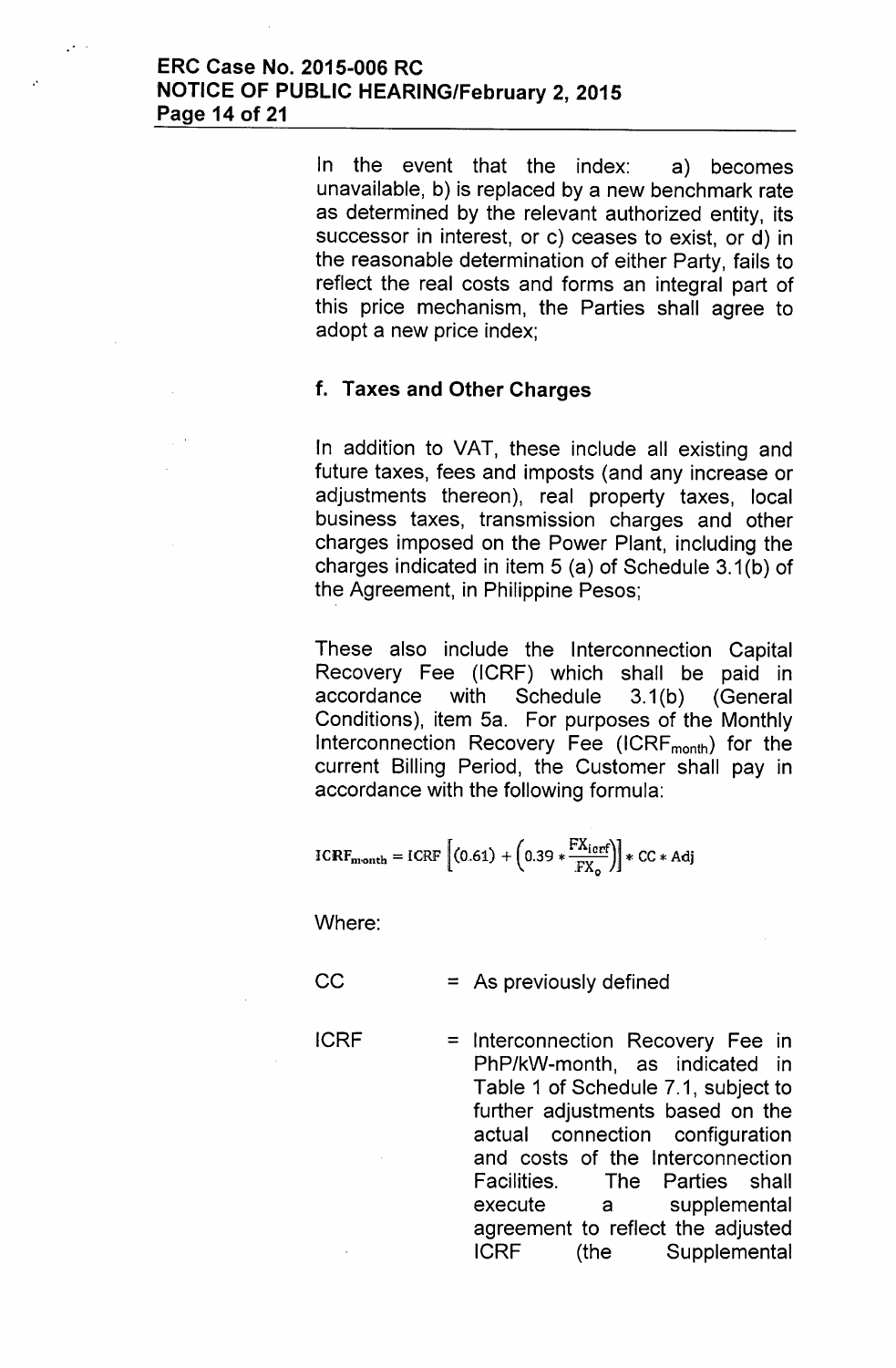In the event that the index: a) becomes unavailable, b) is replaced by a new benchmark rate as determined by the relevant authorized entity, its successor in interest, or c) ceases to exist, or d) in the reasonable determination of either Party, fails to reflect the real costs and forms an integral part of this price mechanism, the Parties shall agree to adopt a new price index;

**f. Taxes and Other Charges**

In addition to VAT, these include all existing and future taxes, fees and imposts (and any increase or adjustments thereon), real property taxes, local business taxes, transmission charges and other charges imposed on the Power Plant, including the charges indicated in item 5 (a) of Schedule 3.1(b) of the Agreement, in Philippine Pesos;

These also include the Interconnection Capital Recovery Fee (ICRF) which shall be paid in accordance with Schedule 3.1(b) (General Conditions), item 5a. For purposes of the Monthly Interconnection Recovery Fee ($ICRF_{month}$) for the current Billing Period, the Customer shall pay in accordance with the following formula:

$$ICRF_{month} = ICRF\left[(0.61) + \left(0.39 * \frac{FX_{icrf}}{FX_0}\right)\right] * CC * Adj$$

Where:

CC = As previously defined

ICRF = Interconnection Recovery Fee in PhP/kW-month, as indicated in Table 1 of Schedule 7.1, subject to further adjustments based on the actual connection configuration and costs of the Interconnection Facilities. The Parties shall execute a supplemental agreement to reflect the adjusted ICRF (the Supplemental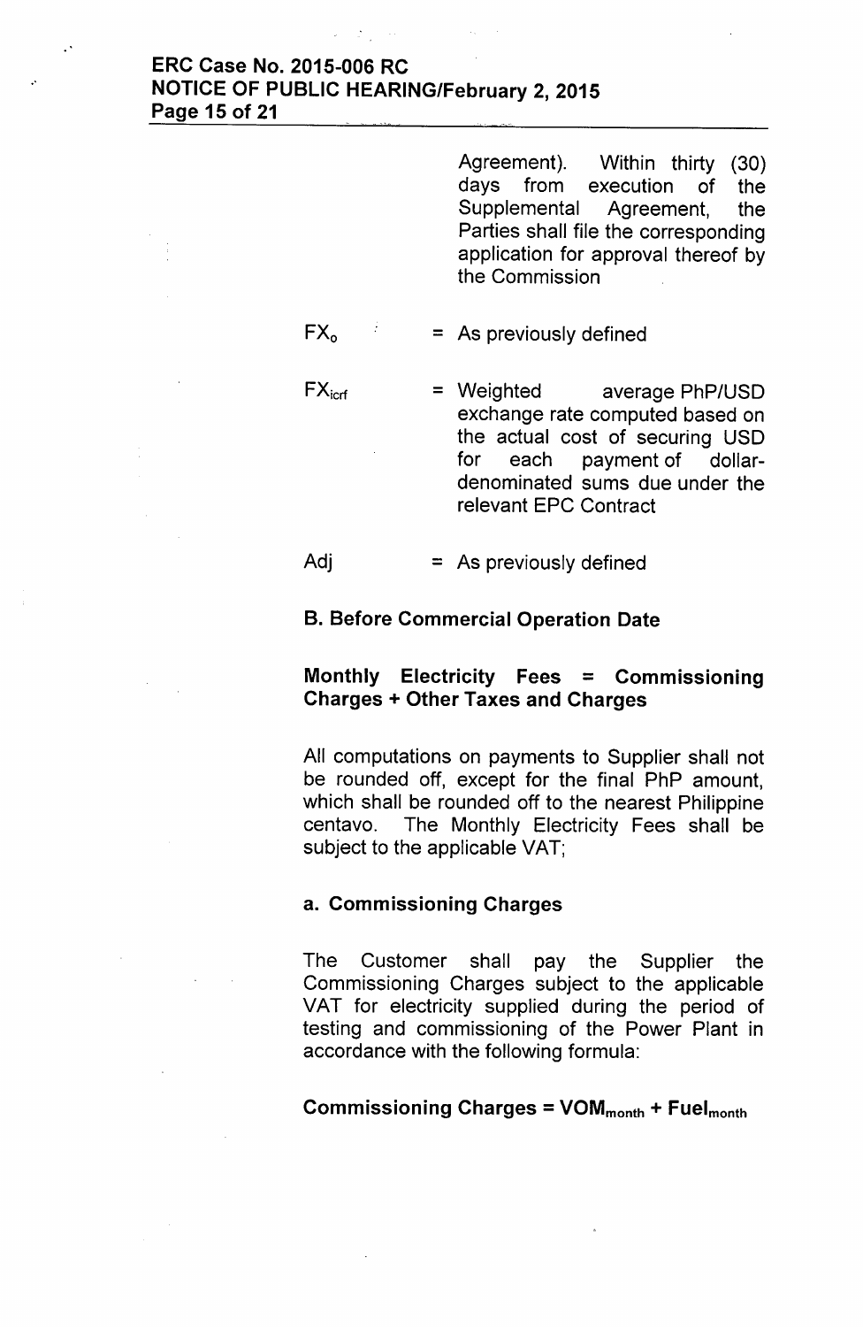Agreement). Within thirty (30) days from execution of the Supplemental Agreement, the Parties shall file the corresponding application for approval thereof by the Commission

$FX_o$ = As previously defined

$FX_{icrf}$ = Weighted average PhP/USD exchange rate computed based on the actual cost of securing USD for each payment of dollar-denominated sums due under the relevant EPC Contract

Adj = As previously defined

**B. Before Commercial Operation Date**

**Monthly Electricity Fees = Commissioning Charges + Other Taxes and Charges**

All computations on payments to Supplier shall not be rounded off, except for the final PhP amount, which shall be rounded off to the nearest Philippine centavo. The Monthly Electricity Fees shall be subject to the applicable VAT;

**a. Commissioning Charges**

The Customer shall pay the Supplier the Commissioning Charges subject to the applicable VAT for electricity supplied during the period of testing and commissioning of the Power Plant in accordance with the following formula:

**Commissioning Charges = $VOM_{month}$ + $Fuel_{month}$**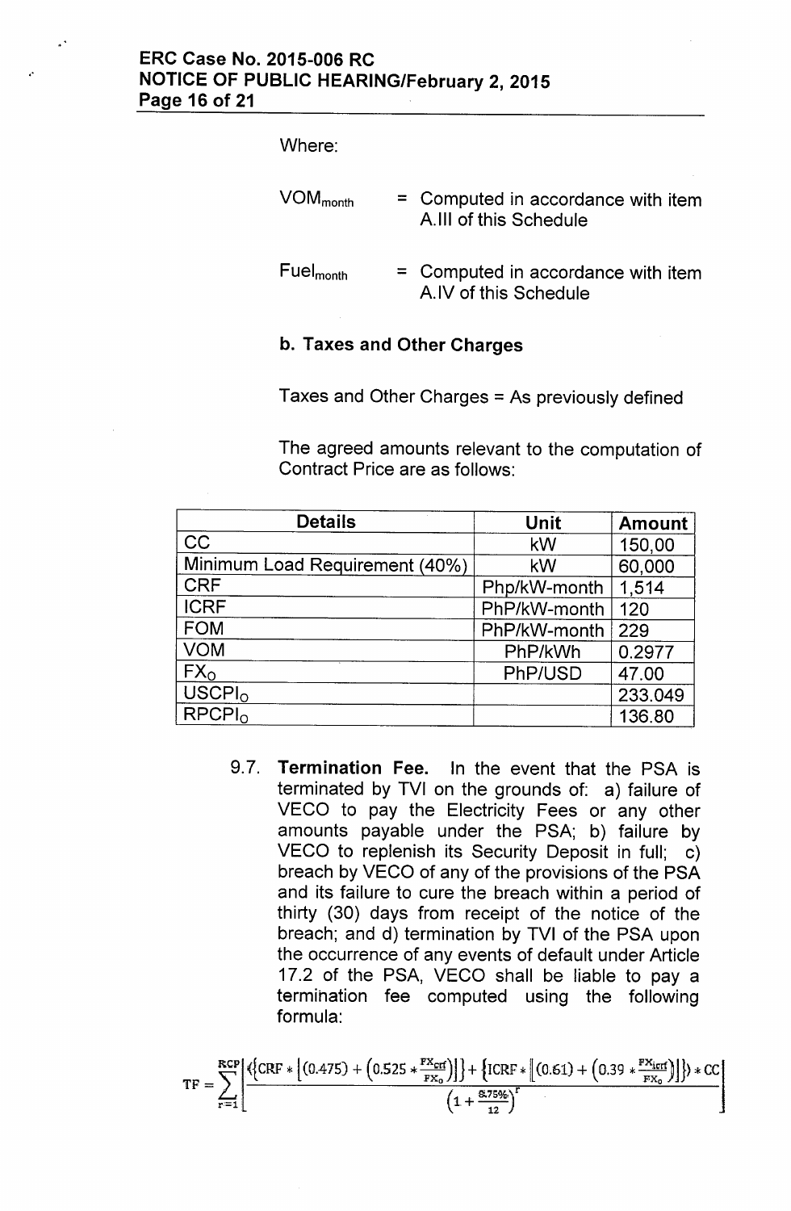Where:

$VOM_{month}$ = Computed in accordance with item A.III of this Schedule

$Fuel_{month}$ = Computed in accordance with item A.IV of this Schedule

**b. Taxes and Other Charges**

Taxes and Other Charges = As previously defined

The agreed amounts relevant to the computation of Contract Price are as follows:

| Details | Unit | Amount |
|---|---|---|
| CC | kW | 150,00 |
| Minimum Load Requirement (40%) | kW | 60,000 |
| CRF | Php/kW-month | 1,514 |
| ICRF | PhP/kW-month | 120 |
| FOM | PhP/kW-month | 229 |
| VOM | PhP/kWh | 0.2977 |
| $FX_O$ | PhP/USD | 47.00 |
| $USCPI_O$ | | 233.049 |
| $RPCPI_O$ | | 136.80 |

9.7. **Termination Fee.** In the event that the PSA is terminated by TVI on the grounds of: a) failure of VECO to pay the Electricity Fees or any other amounts payable under the PSA; b) failure by VECO to replenish its Security Deposit in full; c) breach by VECO of any of the provisions of the PSA and its failure to cure the breach within a period of thirty (30) days from receipt of the notice of the breach; and d) termination by TVI of the PSA upon the occurrence of any events of default under Article 17.2 of the PSA, VECO shall be liable to pay a termination fee computed using the following formula:

$$TF = \sum_{r=1}^{RCP} \left[ \frac{\left(\left\{CRF * \left[(0.475) + \left(0.525 * \frac{FX_{crf}}{FX_0}\right)\right]\right\} + \left\{ICRF * \left[(0.61) + \left(0.39 * \frac{FX_{icrf}}{FX_0}\right)\right]\right\}\right) * CC}{\left(1 + \frac{8.75\%}{12}\right)^r} \right]$$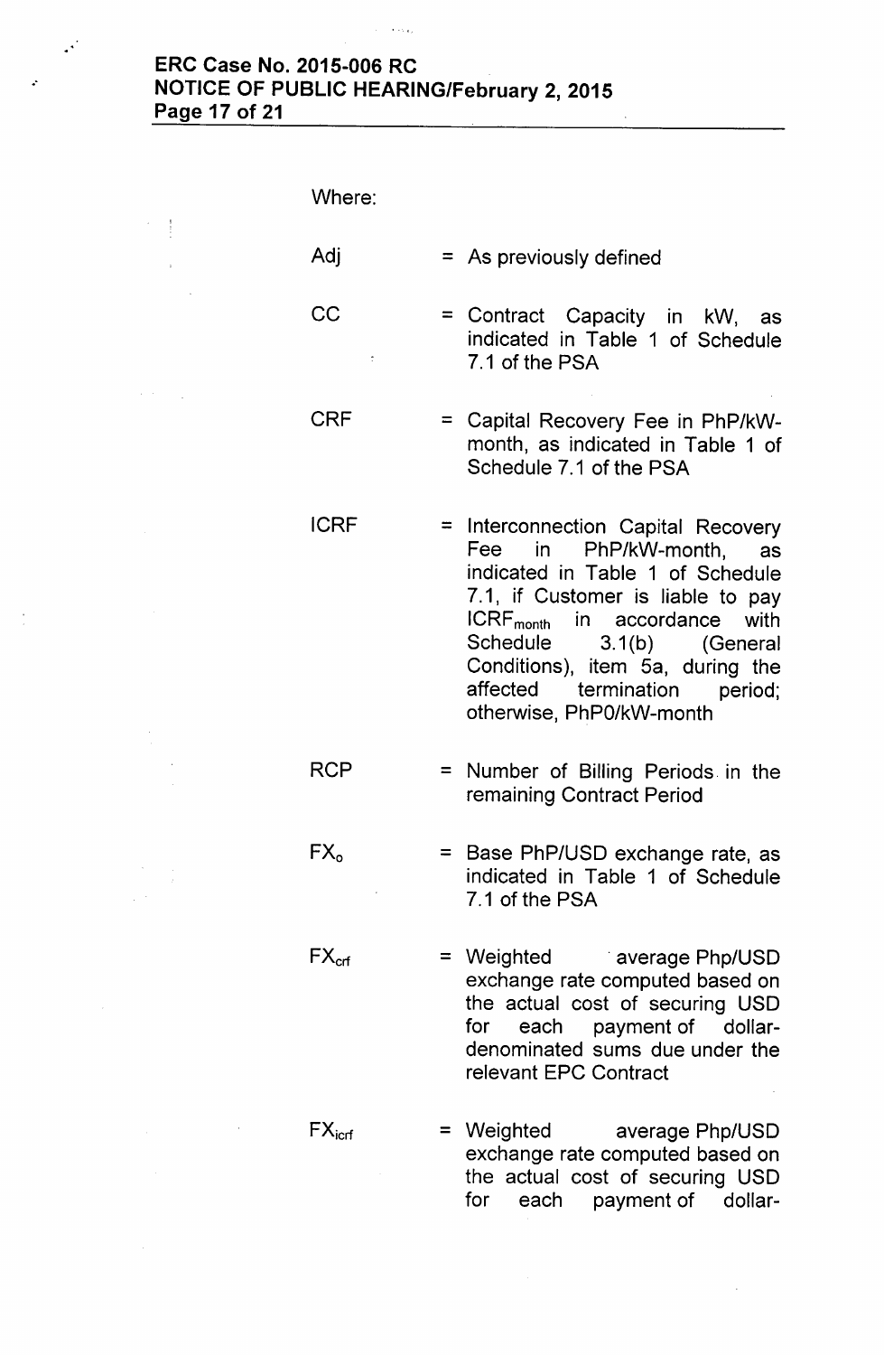Where:

| | | |
|---|---|---|
| Adj | = | As previously defined |
| CC | = | Contract Capacity in kW, as indicated in Table 1 of Schedule 7.1 of the PSA |
| CRF | = | Capital Recovery Fee in PhP/kW-month, as indicated in Table 1 of Schedule 7.1 of the PSA |
| ICRF | = | Interconnection Capital Recovery Fee in PhP/kW-month, as indicated in Table 1 of Schedule 7.1, if Customer is liable to pay $ICRF_{month}$ in accordance with Schedule 3.1(b) (General Conditions), item 5a, during the affected termination period; otherwise, PhP0/kW-month |
| RCP | = | Number of Billing Periods in the remaining Contract Period |
| $FX_o$ | = | Base PhP/USD exchange rate, as indicated in Table 1 of Schedule 7.1 of the PSA |
| $FX_{crf}$ | = | Weighted average Php/USD exchange rate computed based on the actual cost of securing USD for each payment of dollar-denominated sums due under the relevant EPC Contract |
| $FX_{icrf}$ | = | Weighted average Php/USD exchange rate computed based on the actual cost of securing USD for each payment of dollar- |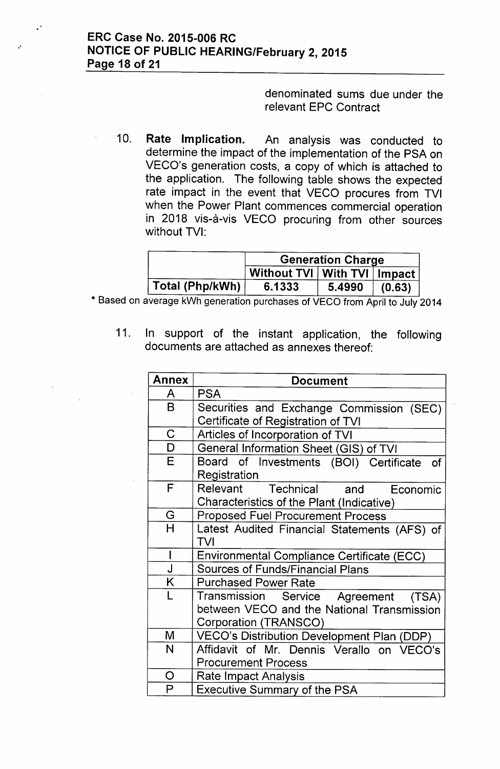denominated sums due under the relevant EPC Contract

10. **Rate Implication.** An analysis was conducted to determine the impact of the implementation of the PSA on VECO's generation costs, a copy of which is attached to the application. The following table shows the expected rate impact in the event that VECO procures from TVI when the Power Plant commences commercial operation in 2018 vis-à-vis VECO procuring from other sources without TVI:

| | Generation Charge | | |
|---|---|---|---|
| | Without TVI | With TVI | Impact |
| Total (Php/kWh) | 6.1333 | 5.4990 | (0.63) |

\* Based on average kWh generation purchases of VECO from April to July 2014

11. In support of the instant application, the following documents are attached as annexes thereof:

| Annex | Document |
|---|---|
| A | PSA |
| B | Securities and Exchange Commission (SEC) Certificate of Registration of TVI |
| C | Articles of Incorporation of TVI |
| D | General Information Sheet (GIS) of TVI |
| E | Board of Investments (BOI) Certificate of Registration |
| F | Relevant Technical and Economic Characteristics of the Plant (Indicative) |
| G | Proposed Fuel Procurement Process |
| H | Latest Audited Financial Statements (AFS) of TVI |
| I | Environmental Compliance Certificate (ECC) |
| J | Sources of Funds/Financial Plans |
| K | Purchased Power Rate |
| L | Transmission Service Agreement (TSA) between VECO and the National Transmission Corporation (TRANSCO) |
| M | VECO's Distribution Development Plan (DDP) |
| N | Affidavit of Mr. Dennis Verallo on VECO's Procurement Process |
| O | Rate Impact Analysis |
| P | Executive Summary of the PSA |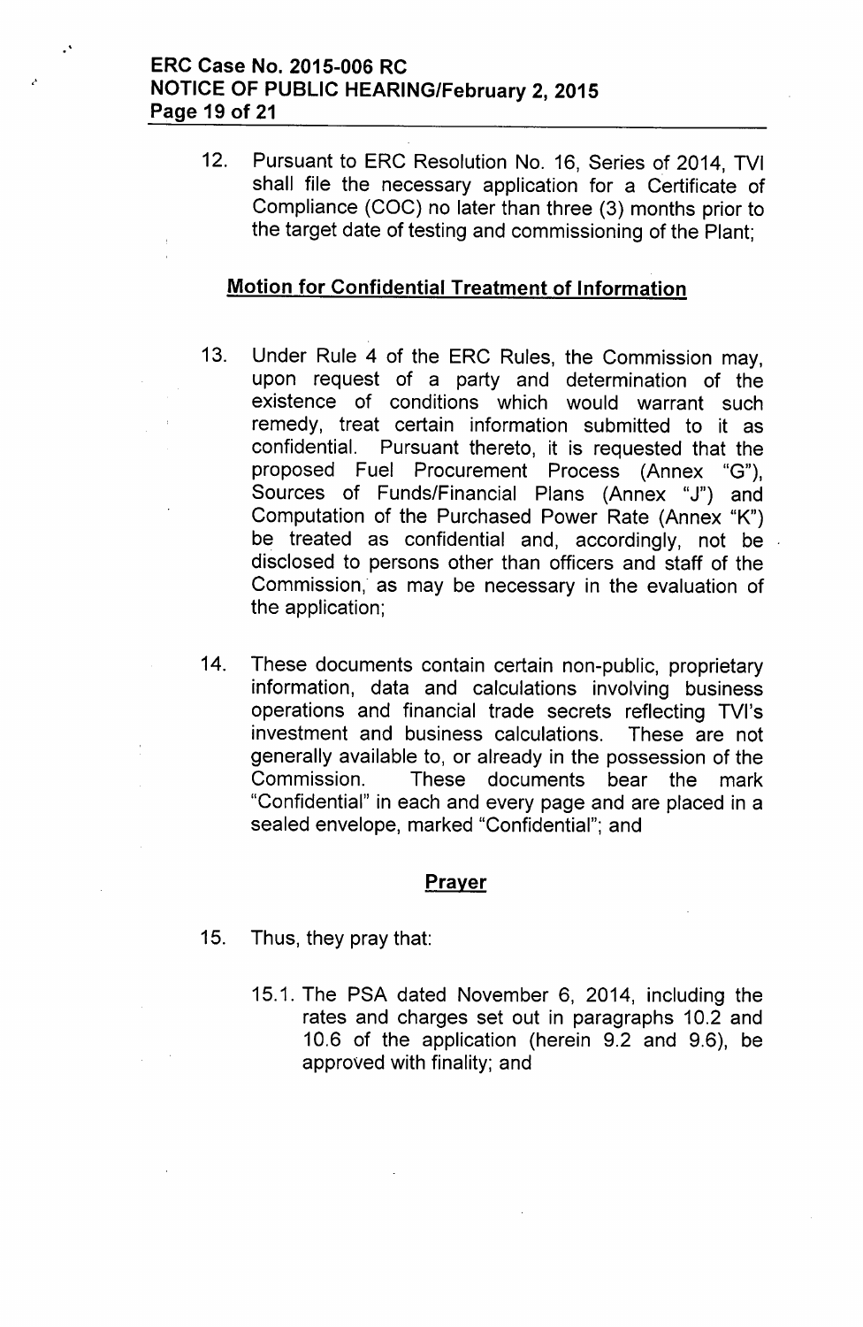12. Pursuant to ERC Resolution No. 16, Series of 2014, TVI shall file the necessary application for a Certificate of Compliance (COC) no later than three (3) months prior to the target date of testing and commissioning of the Plant;

## Motion for Confidential Treatment of Information

13. Under Rule 4 of the ERC Rules, the Commission may, upon request of a party and determination of the existence of conditions which would warrant such remedy, treat certain information submitted to it as confidential. Pursuant thereto, it is requested that the proposed Fuel Procurement Process (Annex "G"), Sources of Funds/Financial Plans (Annex "J") and Computation of the Purchased Power Rate (Annex "K") be treated as confidential and, accordingly, not be disclosed to persons other than officers and staff of the Commission, as may be necessary in the evaluation of the application;

14. These documents contain certain non-public, proprietary information, data and calculations involving business operations and financial trade secrets reflecting TVI's investment and business calculations. These are not generally available to, or already in the possession of the Commission. These documents bear the mark "Confidential" in each and every page and are placed in a sealed envelope, marked "Confidential"; and

## Prayer

15. Thus, they pray that:

    15.1. The PSA dated November 6, 2014, including the rates and charges set out in paragraphs 10.2 and 10.6 of the application (herein 9.2 and 9.6), be approved with finality; and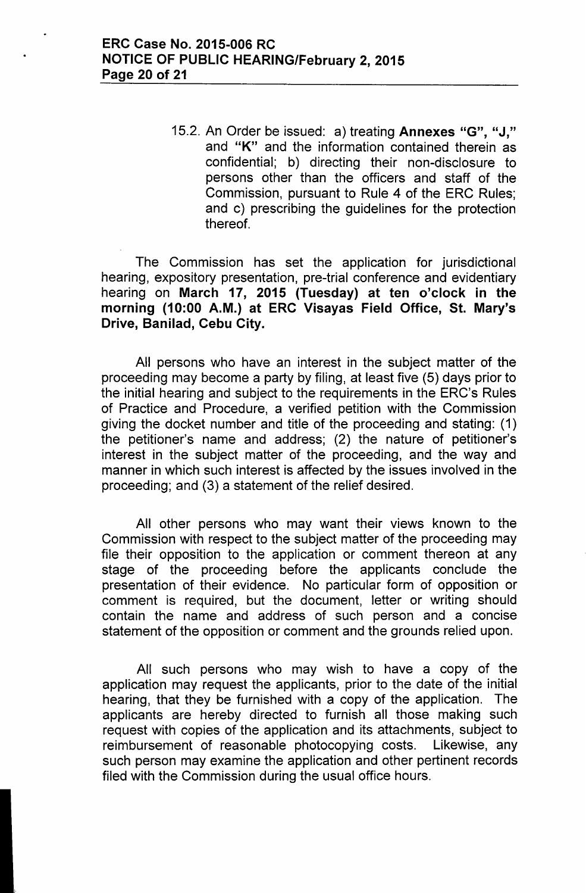15.2. An Order be issued: a) treating **Annexes "G", "J,"** and **"K"** and the information contained therein as confidential; b) directing their non-disclosure to persons other than the officers and staff of the Commission, pursuant to Rule 4 of the ERC Rules; and c) prescribing the guidelines for the protection thereof.

The Commission has set the application for jurisdictional hearing, expository presentation, pre-trial conference and evidentiary hearing on **March 17, 2015 (Tuesday) at ten o'clock in the morning (10:00 A.M.) at ERC Visayas Field Office, St. Mary's Drive, Banilad, Cebu City.**

All persons who have an interest in the subject matter of the proceeding may become a party by filing, at least five (5) days prior to the initial hearing and subject to the requirements in the ERC's Rules of Practice and Procedure, a verified petition with the Commission giving the docket number and title of the proceeding and stating: (1) the petitioner's name and address; (2) the nature of petitioner's interest in the subject matter of the proceeding, and the way and manner in which such interest is affected by the issues involved in the proceeding; and (3) a statement of the relief desired.

All other persons who may want their views known to the Commission with respect to the subject matter of the proceeding may file their opposition to the application or comment thereon at any stage of the proceeding before the applicants conclude the presentation of their evidence. No particular form of opposition or comment is required, but the document, letter or writing should contain the name and address of such person and a concise statement of the opposition or comment and the grounds relied upon.

All such persons who may wish to have a copy of the application may request the applicants, prior to the date of the initial hearing, that they be furnished with a copy of the application. The applicants are hereby directed to furnish all those making such request with copies of the application and its attachments, subject to reimbursement of reasonable photocopying costs. Likewise, any such person may examine the application and other pertinent records filed with the Commission during the usual office hours.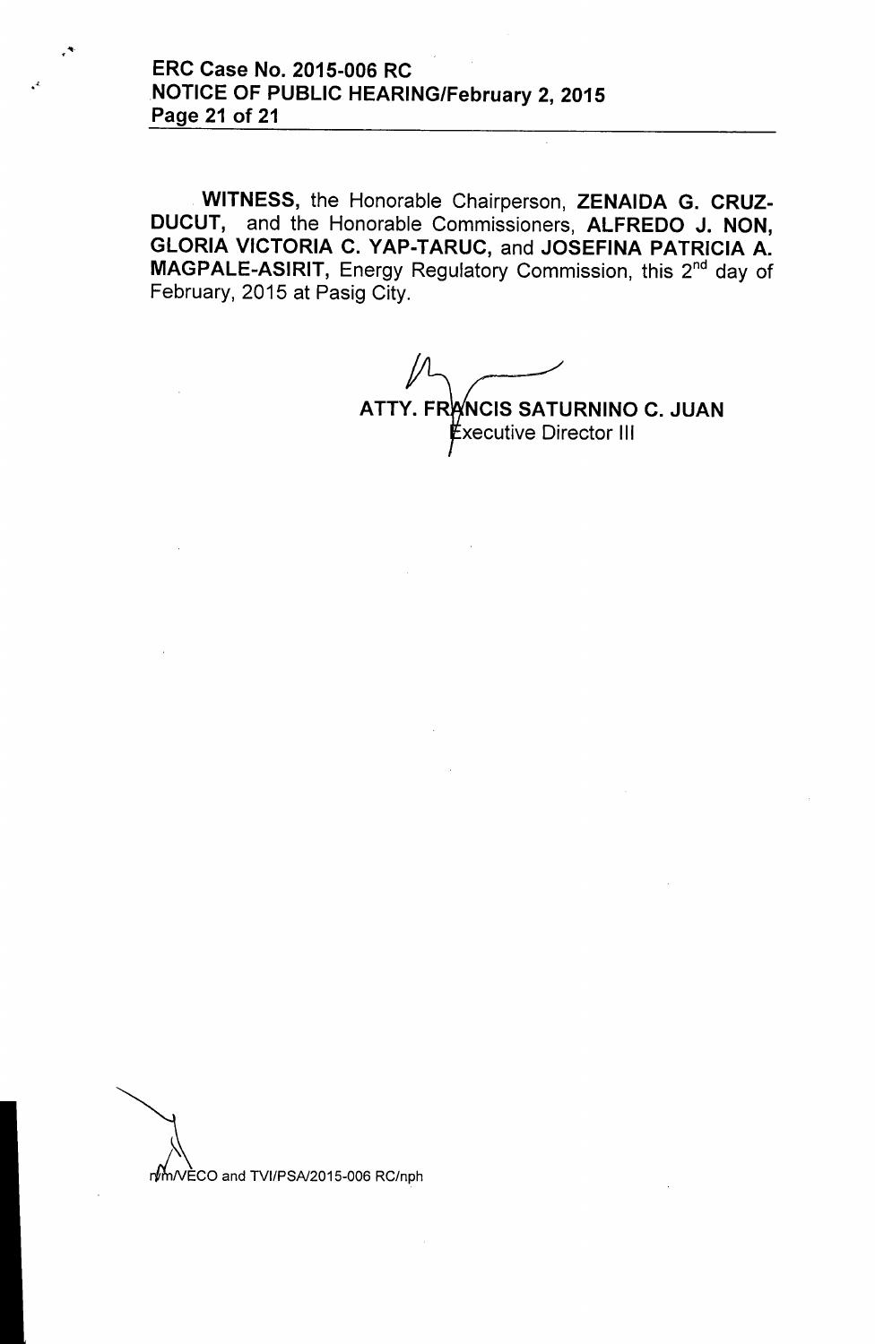**WITNESS,** the Honorable Chairperson, **ZENAIDA G. CRUZ-DUCUT,** and the Honorable Commissioners, **ALFREDO J. NON, GLORIA VICTORIA C. YAP-TARUC,** and **JOSEFINA PATRICIA A. MAGPALE-ASIRIT,** Energy Regulatory Commission, this 2nd day of February, 2015 at Pasig City.

**ATTY. FRANCIS SATURNINO C. JUAN**
Executive Director III

rvm/VECO and TVI/PSA/2015-006 RC/nph